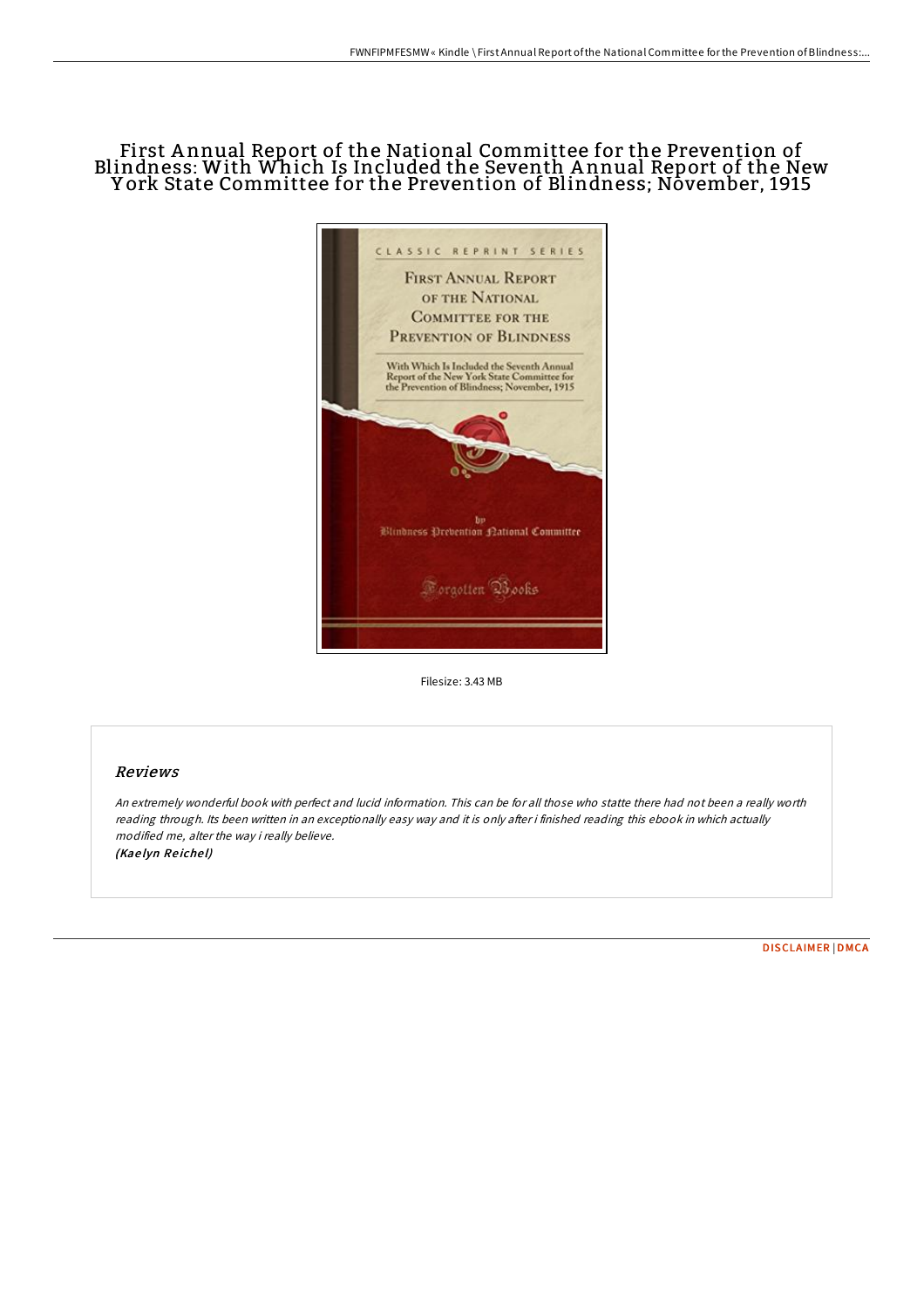# First Annual Report of the National Committee for the Prevention of Blindness: With Which Is Included the Seventh Annual Report of the New York State Committee for the Prevention of Blindness; November, 1915

Filesize: 3.43 MB

## Reviews

*An extremely wonderful book with perfect and lucid information. This can be for all those who statte there had not been a really worth reading through. Its been written in an exceptionally easy way and it is only after i finished reading this ebook in which actually modified me, alter the way i really believe.*
*(Kaelyn Reichel)*

DISCLAIMER | DMCA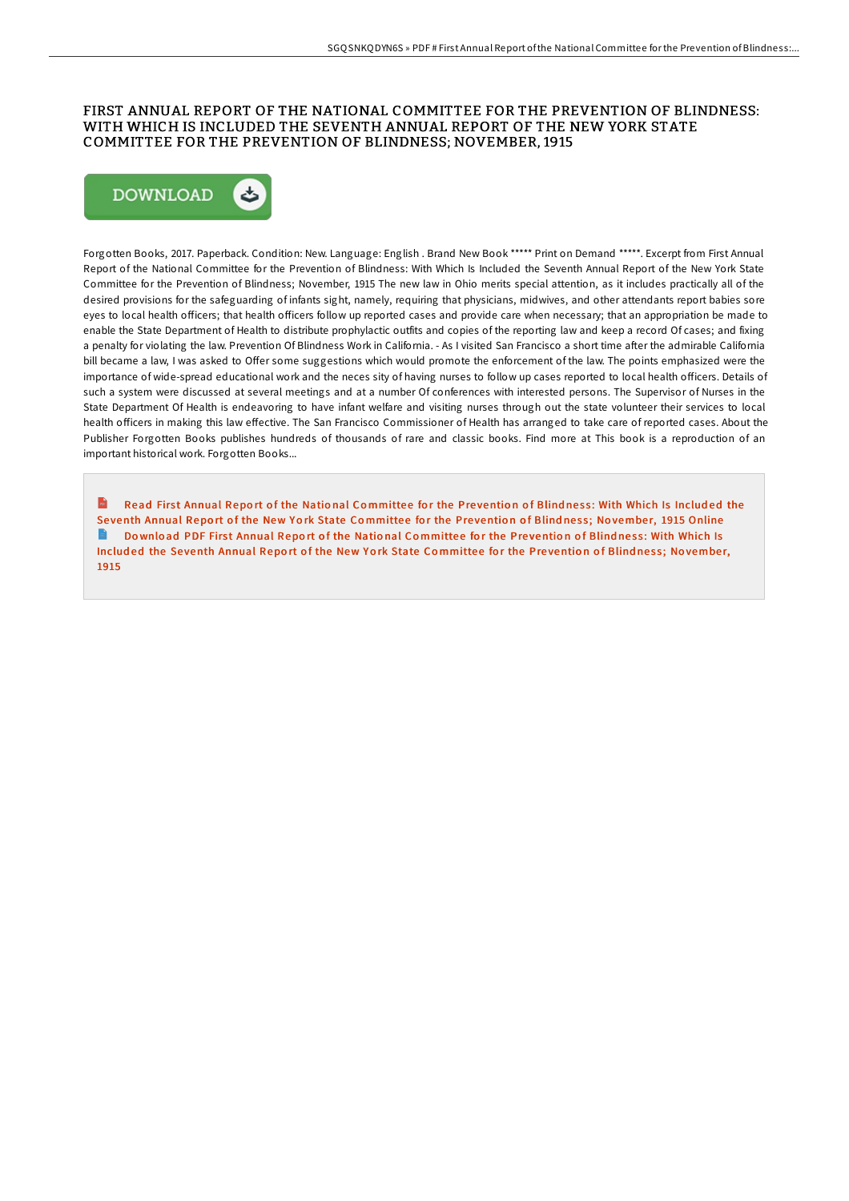# FIRST ANNUAL REPORT OF THE NATIONAL COMMITTEE FOR THE PREVENTION OF BLINDNESS: WITH WHICH IS INCLUDED THE SEVENTH ANNUAL REPORT OF THE NEW YORK STATE COMMITTEE FOR THE PREVENTION OF BLINDNESS; NOVEMBER, 1915

DOWNLOAD

Forgotten Books, 2017. Paperback. Condition: New. Language: English . Brand New Book ***** Print on Demand *****. Excerpt from First Annual Report of the National Committee for the Prevention of Blindness: With Which Is Included the Seventh Annual Report of the New York State Committee for the Prevention of Blindness; November, 1915 The new law in Ohio merits special attention, as it includes practically all of the desired provisions for the safeguarding of infants sight, namely, requiring that physicians, midwives, and other attendants report babies sore eyes to local health officers; that health officers follow up reported cases and provide care when necessary; that an appropriation be made to enable the State Department of Health to distribute prophylactic outfits and copies of the reporting law and keep a record Of cases; and fixing a penalty for violating the law. Prevention Of Blindness Work in California. - As I visited San Francisco a short time after the admirable California bill became a law, I was asked to Offer some suggestions which would promote the enforcement of the law. The points emphasized were the importance of wide-spread educational work and the neces sity of having nurses to follow up cases reported to local health officers. Details of such a system were discussed at several meetings and at a number Of conferences with interested persons. The Supervisor of Nurses in the State Department Of Health is endeavoring to have infant welfare and visiting nurses through out the state volunteer their services to local health officers in making this law effective. The San Francisco Commissioner of Health has arranged to take care of reported cases. About the Publisher Forgotten Books publishes hundreds of thousands of rare and classic books. Find more at This book is a reproduction of an important historical work. Forgotten Books...

Read First Annual Report of the National Committee for the Prevention of Blindness: With Which Is Included the Seventh Annual Report of the New York State Committee for the Prevention of Blindness; November, 1915 Online

Download PDF First Annual Report of the National Committee for the Prevention of Blindness: With Which Is Included the Seventh Annual Report of the New York State Committee for the Prevention of Blindness; November, 1915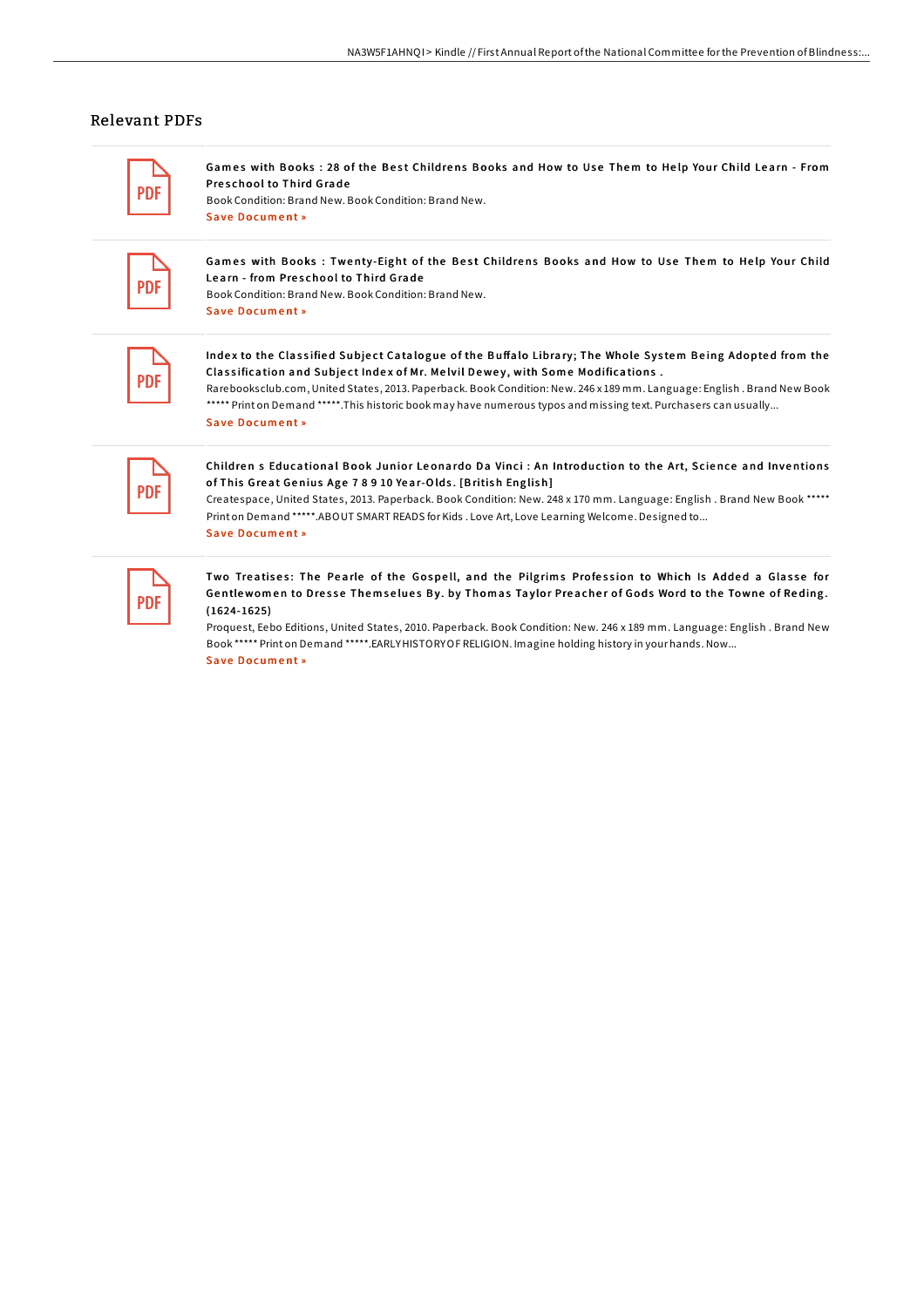## Relevant PDFs

PDF

**Games with Books : 28 of the Best Childrens Books and How to Use Them to Help Your Child Learn - From Preschool to Third Grade**

Book Condition: Brand New. Book Condition: Brand New.

Save Document »

PDF

**Games with Books : Twenty-Eight of the Best Childrens Books and How to Use Them to Help Your Child Learn - from Preschool to Third Grade**

Book Condition: Brand New. Book Condition: Brand New.

Save Document »

PDF

**Index to the Classified Subject Catalogue of the Buffalo Library; The Whole System Being Adopted from the Classification and Subject Index of Mr. Melvil Dewey, with Some Modifications .**

Rarebooksclub.com, United States, 2013. Paperback. Book Condition: New. 246 x 189 mm. Language: English . Brand New Book ***** Print on Demand *****.This historic book may have numerous typos and missing text. Purchasers can usually...

Save Document »

PDF

**Children s Educational Book Junior Leonardo Da Vinci : An Introduction to the Art, Science and Inventions of This Great Genius Age 7 8 9 10 Year-Olds. [British English]**

Createspace, United States, 2013. Paperback. Book Condition: New. 248 x 170 mm. Language: English . Brand New Book ***** Print on Demand *****.ABOUT SMART READS for Kids . Love Art, Love Learning Welcome. Designed to...

Save Document »

PDF

**Two Treatises: The Pearle of the Gospell, and the Pilgrims Profession to Which Is Added a Glasse for Gentlewomen to Dresse Themselues By. by Thomas Taylor Preacher of Gods Word to the Towne of Reding. (1624-1625)**

Proquest, Eebo Editions, United States, 2010. Paperback. Book Condition: New. 246 x 189 mm. Language: English . Brand New Book ***** Print on Demand *****.EARLY HISTORY OF RELIGION. Imagine holding history in your hands. Now...

Save Document »